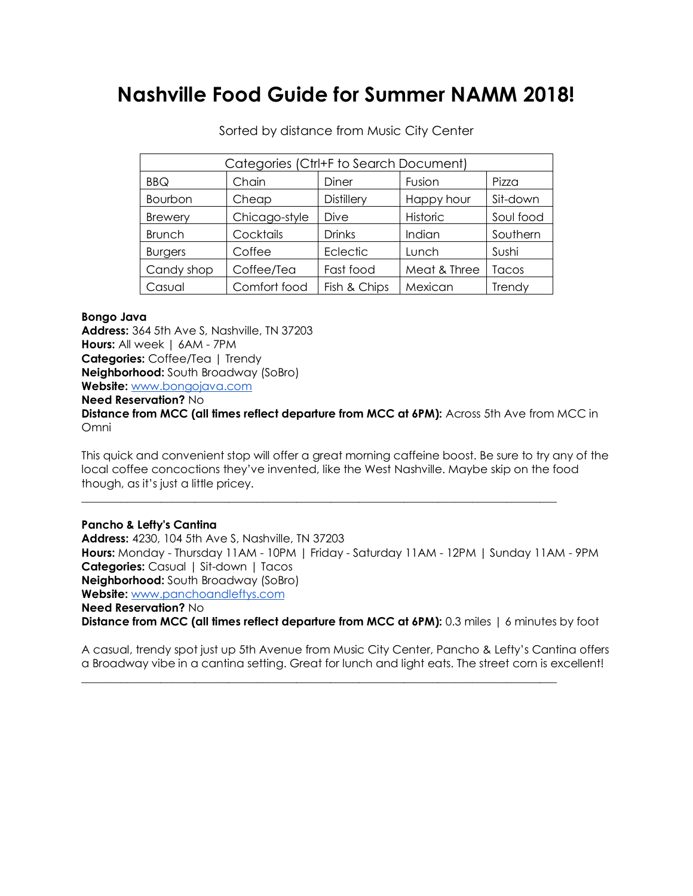# Nashville Food Guide for Summer NAMM 2018!

Sorted by distance from Music City Center

| Categories (Ctrl+F to Search Document) | | | | |
|---|---|---|---|---|
| BBQ | Chain | Diner | Fusion | Pizza |
| Bourbon | Cheap | Distillery | Happy hour | Sit-down |
| Brewery | Chicago-style | Dive | Historic | Soul food |
| Brunch | Cocktails | Drinks | Indian | Southern |
| Burgers | Coffee | Eclectic | Lunch | Sushi |
| Candy shop | Coffee/Tea | Fast food | Meat & Three | Tacos |
| Casual | Comfort food | Fish & Chips | Mexican | Trendy |

**Bongo Java**
**Address:** 364 5th Ave S, Nashville, TN 37203
**Hours:** All week | 6AM - 7PM
**Categories:** Coffee/Tea | Trendy
**Neighborhood:** South Broadway (SoBro)
**Website:** [www.bongojava.com](http://www.bongojava.com)
**Need Reservation?** No
**Distance from MCC (all times reflect departure from MCC at 6PM):** Across 5th Ave from MCC in Omni

This quick and convenient stop will offer a great morning caffeine boost. Be sure to try any of the local coffee concoctions they've invented, like the West Nashville. Maybe skip on the food though, as it's just a little pricey.

---

**Pancho & Lefty's Cantina**
**Address:** 4230, 104 5th Ave S, Nashville, TN 37203
**Hours:** Monday - Thursday 11AM - 10PM | Friday - Saturday 11AM - 12PM | Sunday 11AM - 9PM
**Categories:** Casual | Sit-down | Tacos
**Neighborhood:** South Broadway (SoBro)
**Website:** [www.panchoandleftys.com](http://www.panchoandleftys.com)
**Need Reservation?** No
**Distance from MCC (all times reflect departure from MCC at 6PM):** 0.3 miles | 6 minutes by foot

A casual, trendy spot just up 5th Avenue from Music City Center, Pancho & Lefty's Cantina offers a Broadway vibe in a cantina setting. Great for lunch and light eats. The street corn is excellent!

---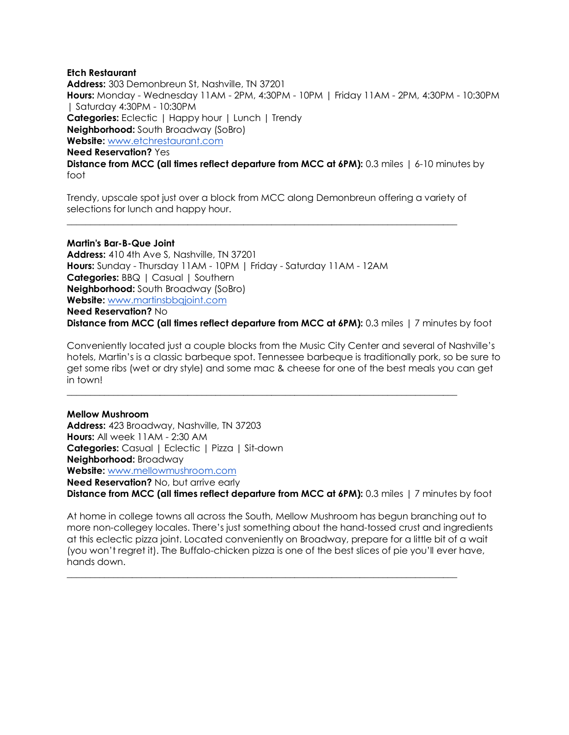**Etch Restaurant**
**Address:** 303 Demonbreun St, Nashville, TN 37201
**Hours:** Monday - Wednesday 11AM - 2PM, 4:30PM - 10PM | Friday 11AM - 2PM, 4:30PM - 10:30PM | Saturday 4:30PM - 10:30PM
**Categories:** Eclectic | Happy hour | Lunch | Trendy
**Neighborhood:** South Broadway (SoBro)
**Website:** [www.etchrestaurant.com](http://www.etchrestaurant.com)
**Need Reservation?** Yes
**Distance from MCC (all times reflect departure from MCC at 6PM):** 0.3 miles | 6-10 minutes by foot

Trendy, upscale spot just over a block from MCC along Demonbreun offering a variety of selections for lunch and happy hour.

---

**Martin's Bar-B-Que Joint**
**Address:** 410 4th Ave S, Nashville, TN 37201
**Hours:** Sunday - Thursday 11AM - 10PM | Friday - Saturday 11AM - 12AM
**Categories:** BBQ | Casual | Southern
**Neighborhood:** South Broadway (SoBro)
**Website:** [www.martinsbbqjoint.com](http://www.martinsbbqjoint.com)
**Need Reservation?** No
**Distance from MCC (all times reflect departure from MCC at 6PM):** 0.3 miles | 7 minutes by foot

Conveniently located just a couple blocks from the Music City Center and several of Nashville's hotels, Martin's is a classic barbeque spot. Tennessee barbeque is traditionally pork, so be sure to get some ribs (wet or dry style) and some mac & cheese for one of the best meals you can get in town!

---

**Mellow Mushroom**
**Address:** 423 Broadway, Nashville, TN 37203
**Hours:** All week 11AM - 2:30 AM
**Categories:** Casual | Eclectic | Pizza | Sit-down
**Neighborhood:** Broadway
**Website:** [www.mellowmushroom.com](http://www.mellowmushroom.com)
**Need Reservation?** No, but arrive early
**Distance from MCC (all times reflect departure from MCC at 6PM):** 0.3 miles | 7 minutes by foot

At home in college towns all across the South, Mellow Mushroom has begun branching out to more non-collegey locales. There's just something about the hand-tossed crust and ingredients at this eclectic pizza joint. Located conveniently on Broadway, prepare for a little bit of a wait (you won't regret it). The Buffalo-chicken pizza is one of the best slices of pie you'll ever have, hands down.

---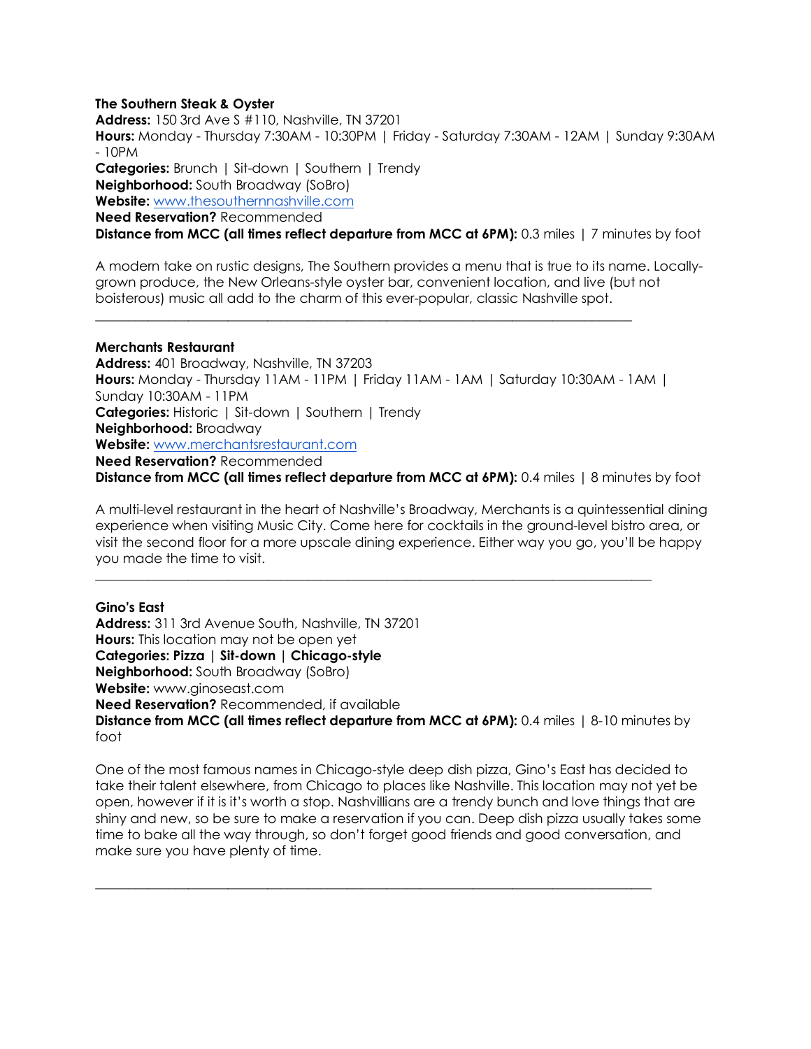**The Southern Steak & Oyster**
**Address:** 150 3rd Ave S #110, Nashville, TN 37201
**Hours:** Monday - Thursday 7:30AM - 10:30PM | Friday - Saturday 7:30AM - 12AM | Sunday 9:30AM - 10PM
**Categories:** Brunch | Sit-down | Southern | Trendy
**Neighborhood:** South Broadway (SoBro)
**Website:** [www.thesouthernnashville.com](http://www.thesouthernnashville.com)
**Need Reservation?** Recommended
**Distance from MCC (all times reflect departure from MCC at 6PM):** 0.3 miles | 7 minutes by foot

A modern take on rustic designs, The Southern provides a menu that is true to its name. Locally-grown produce, the New Orleans-style oyster bar, convenient location, and live (but not boisterous) music all add to the charm of this ever-popular, classic Nashville spot.

---

**Merchants Restaurant**
**Address:** 401 Broadway, Nashville, TN 37203
**Hours:** Monday - Thursday 11AM - 11PM | Friday 11AM - 1AM | Saturday 10:30AM - 1AM | Sunday 10:30AM - 11PM
**Categories:** Historic | Sit-down | Southern | Trendy
**Neighborhood:** Broadway
**Website:** [www.merchantsrestaurant.com](http://www.merchantsrestaurant.com)
**Need Reservation?** Recommended
**Distance from MCC (all times reflect departure from MCC at 6PM):** 0.4 miles | 8 minutes by foot

A multi-level restaurant in the heart of Nashville's Broadway, Merchants is a quintessential dining experience when visiting Music City. Come here for cocktails in the ground-level bistro area, or visit the second floor for a more upscale dining experience. Either way you go, you'll be happy you made the time to visit.

---

**Gino's East**
**Address:** 311 3rd Avenue South, Nashville, TN 37201
**Hours:** This location may not be open yet
**Categories: Pizza | Sit-down | Chicago-style**
**Neighborhood:** South Broadway (SoBro)
**Website:** www.ginoseast.com
**Need Reservation?** Recommended, if available
**Distance from MCC (all times reflect departure from MCC at 6PM):** 0.4 miles | 8-10 minutes by foot

One of the most famous names in Chicago-style deep dish pizza, Gino's East has decided to take their talent elsewhere, from Chicago to places like Nashville. This location may not yet be open, however if it is it's worth a stop. Nashvillians are a trendy bunch and love things that are shiny and new, so be sure to make a reservation if you can. Deep dish pizza usually takes some time to bake all the way through, so don't forget good friends and good conversation, and make sure you have plenty of time.

---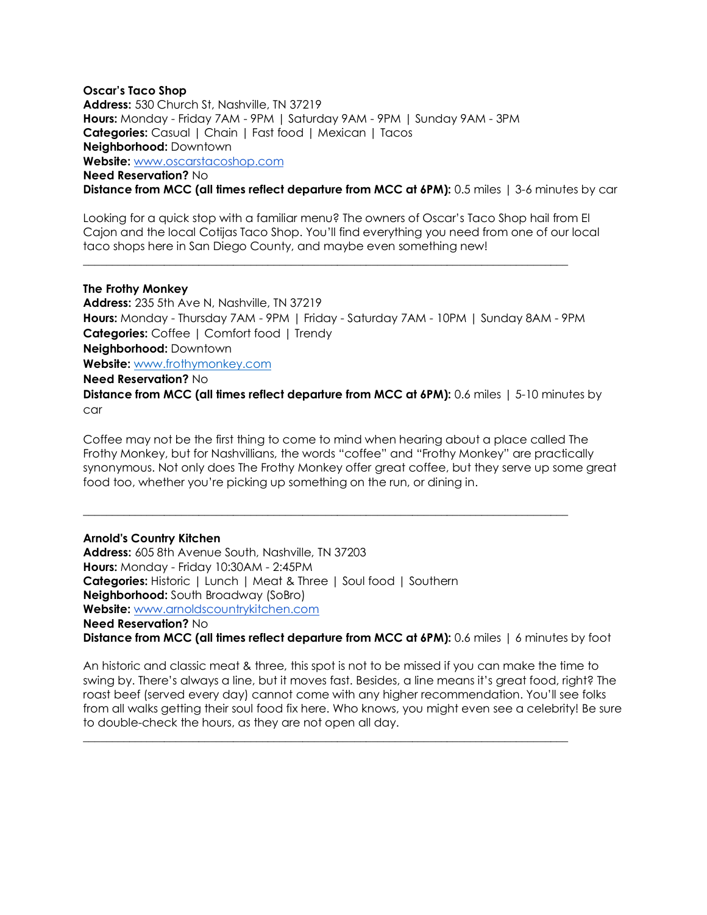**Oscar's Taco Shop**
**Address:** 530 Church St, Nashville, TN 37219
**Hours:** Monday - Friday 7AM - 9PM | Saturday 9AM - 9PM | Sunday 9AM - 3PM
**Categories:** Casual | Chain | Fast food | Mexican | Tacos
**Neighborhood:** Downtown
**Website:** [www.oscarstacoshop.com](http://www.oscarstacoshop.com)
**Need Reservation?** No
**Distance from MCC (all times reflect departure from MCC at 6PM):** 0.5 miles | 3-6 minutes by car

Looking for a quick stop with a familiar menu? The owners of Oscar's Taco Shop hail from El Cajon and the local Cotijas Taco Shop. You'll find everything you need from one of our local taco shops here in San Diego County, and maybe even something new!

---

**The Frothy Monkey**
**Address:** 235 5th Ave N, Nashville, TN 37219
**Hours:** Monday - Thursday 7AM - 9PM | Friday - Saturday 7AM - 10PM | Sunday 8AM - 9PM
**Categories:** Coffee | Comfort food | Trendy
**Neighborhood:** Downtown
**Website:** [www.frothymonkey.com](http://www.frothymonkey.com)
**Need Reservation?** No
**Distance from MCC (all times reflect departure from MCC at 6PM):** 0.6 miles | 5-10 minutes by car

Coffee may not be the first thing to come to mind when hearing about a place called The Frothy Monkey, but for Nashvillians, the words "coffee" and "Frothy Monkey" are practically synonymous. Not only does The Frothy Monkey offer great coffee, but they serve up some great food too, whether you're picking up something on the run, or dining in.

---

**Arnold's Country Kitchen**
**Address:** 605 8th Avenue South, Nashville, TN 37203
**Hours:** Monday - Friday 10:30AM - 2:45PM
**Categories:** Historic | Lunch | Meat & Three | Soul food | Southern
**Neighborhood:** South Broadway (SoBro)
**Website:** [www.arnoldscountrykitchen.com](http://www.arnoldscountrykitchen.com)
**Need Reservation?** No
**Distance from MCC (all times reflect departure from MCC at 6PM):** 0.6 miles | 6 minutes by foot

An historic and classic meat & three, this spot is not to be missed if you can make the time to swing by. There's always a line, but it moves fast. Besides, a line means it's great food, right? The roast beef (served every day) cannot come with any higher recommendation. You'll see folks from all walks getting their soul food fix here. Who knows, you might even see a celebrity! Be sure to double-check the hours, as they are not open all day.

---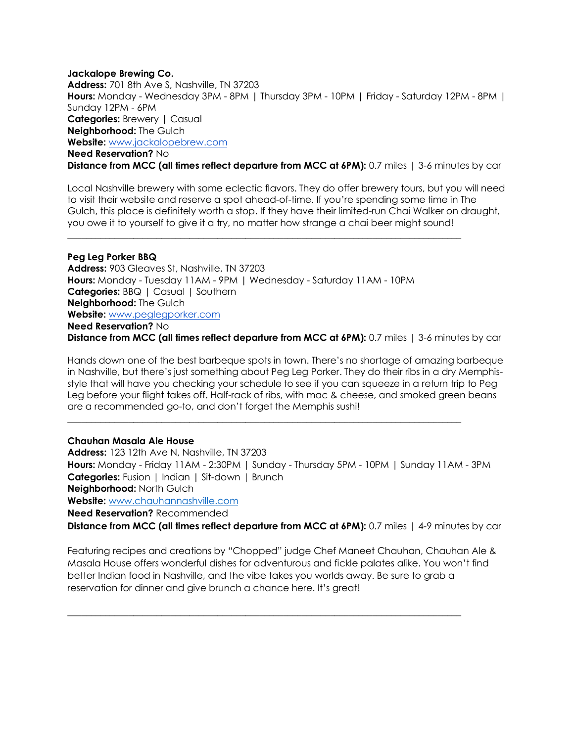**Jackalope Brewing Co.**
**Address:** 701 8th Ave S, Nashville, TN 37203
**Hours:** Monday - Wednesday 3PM - 8PM | Thursday 3PM - 10PM | Friday - Saturday 12PM - 8PM | Sunday 12PM - 6PM
**Categories:** Brewery | Casual
**Neighborhood:** The Gulch
**Website:** [www.jackalopebrew.com](http://www.jackalopebrew.com)
**Need Reservation?** No
**Distance from MCC (all times reflect departure from MCC at 6PM):** 0.7 miles | 3-6 minutes by car

Local Nashville brewery with some eclectic flavors. They do offer brewery tours, but you will need to visit their website and reserve a spot ahead-of-time. If you're spending some time in The Gulch, this place is definitely worth a stop. If they have their limited-run Chai Walker on draught, you owe it to yourself to give it a try, no matter how strange a chai beer might sound!

---

**Peg Leg Porker BBQ**
**Address:** 903 Gleaves St, Nashville, TN 37203
**Hours:** Monday - Tuesday 11AM - 9PM | Wednesday - Saturday 11AM - 10PM
**Categories:** BBQ | Casual | Southern
**Neighborhood:** The Gulch
**Website:** [www.peglegporker.com](http://www.peglegporker.com)
**Need Reservation?** No
**Distance from MCC (all times reflect departure from MCC at 6PM):** 0.7 miles | 3-6 minutes by car

Hands down one of the best barbeque spots in town. There's no shortage of amazing barbeque in Nashville, but there's just something about Peg Leg Porker. They do their ribs in a dry Memphis-style that will have you checking your schedule to see if you can squeeze in a return trip to Peg Leg before your flight takes off. Half-rack of ribs, with mac & cheese, and smoked green beans are a recommended go-to, and don't forget the Memphis sushi!

---

**Chauhan Masala Ale House**
**Address:** 123 12th Ave N, Nashville, TN 37203
**Hours:** Monday - Friday 11AM - 2:30PM | Sunday - Thursday 5PM - 10PM | Sunday 11AM - 3PM
**Categories:** Fusion | Indian | Sit-down | Brunch
**Neighborhood:** North Gulch
**Website:** [www.chauhannashville.com](http://www.chauhannashville.com)
**Need Reservation?** Recommended
**Distance from MCC (all times reflect departure from MCC at 6PM):** 0.7 miles | 4-9 minutes by car

Featuring recipes and creations by "Chopped" judge Chef Maneet Chauhan, Chauhan Ale & Masala House offers wonderful dishes for adventurous and fickle palates alike. You won't find better Indian food in Nashville, and the vibe takes you worlds away. Be sure to grab a reservation for dinner and give brunch a chance here. It's great!

---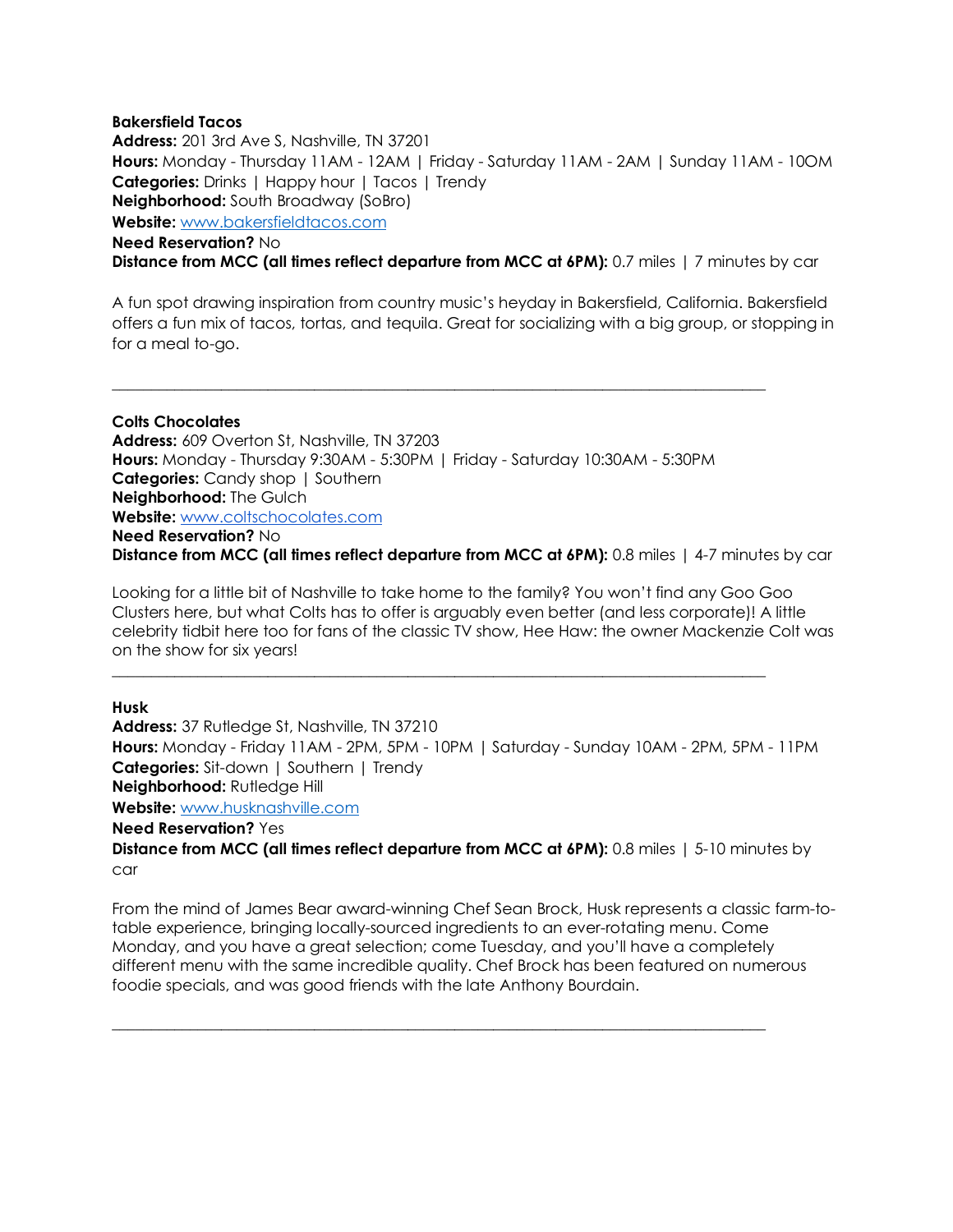**Bakersfield Tacos**
**Address:** 201 3rd Ave S, Nashville, TN 37201
**Hours:** Monday - Thursday 11AM - 12AM | Friday - Saturday 11AM - 2AM | Sunday 11AM - 10OM
**Categories:** Drinks | Happy hour | Tacos | Trendy
**Neighborhood:** South Broadway (SoBro)
**Website:** [www.bakersfieldtacos.com](http://www.bakersfieldtacos.com)
**Need Reservation?** No
**Distance from MCC (all times reflect departure from MCC at 6PM):** 0.7 miles | 7 minutes by car

A fun spot drawing inspiration from country music's heyday in Bakersfield, California. Bakersfield offers a fun mix of tacos, tortas, and tequila. Great for socializing with a big group, or stopping in for a meal to-go.

---

**Colts Chocolates**
**Address:** 609 Overton St, Nashville, TN 37203
**Hours:** Monday - Thursday 9:30AM - 5:30PM | Friday - Saturday 10:30AM - 5:30PM
**Categories:** Candy shop | Southern
**Neighborhood:** The Gulch
**Website:** [www.coltschocolates.com](http://www.coltschocolates.com)
**Need Reservation?** No
**Distance from MCC (all times reflect departure from MCC at 6PM):** 0.8 miles | 4-7 minutes by car

Looking for a little bit of Nashville to take home to the family? You won't find any Goo Goo Clusters here, but what Colts has to offer is arguably even better (and less corporate)! A little celebrity tidbit here too for fans of the classic TV show, Hee Haw: the owner Mackenzie Colt was on the show for six years!

---

**Husk**
**Address:** 37 Rutledge St, Nashville, TN 37210
**Hours:** Monday - Friday 11AM - 2PM, 5PM - 10PM | Saturday - Sunday 10AM - 2PM, 5PM - 11PM
**Categories:** Sit-down | Southern | Trendy
**Neighborhood:** Rutledge Hill
**Website:** [www.husknashville.com](http://www.husknashville.com)
**Need Reservation?** Yes
**Distance from MCC (all times reflect departure from MCC at 6PM):** 0.8 miles | 5-10 minutes by car

From the mind of James Bear award-winning Chef Sean Brock, Husk represents a classic farm-to-table experience, bringing locally-sourced ingredients to an ever-rotating menu. Come Monday, and you have a great selection; come Tuesday, and you'll have a completely different menu with the same incredible quality. Chef Brock has been featured on numerous foodie specials, and was good friends with the late Anthony Bourdain.

---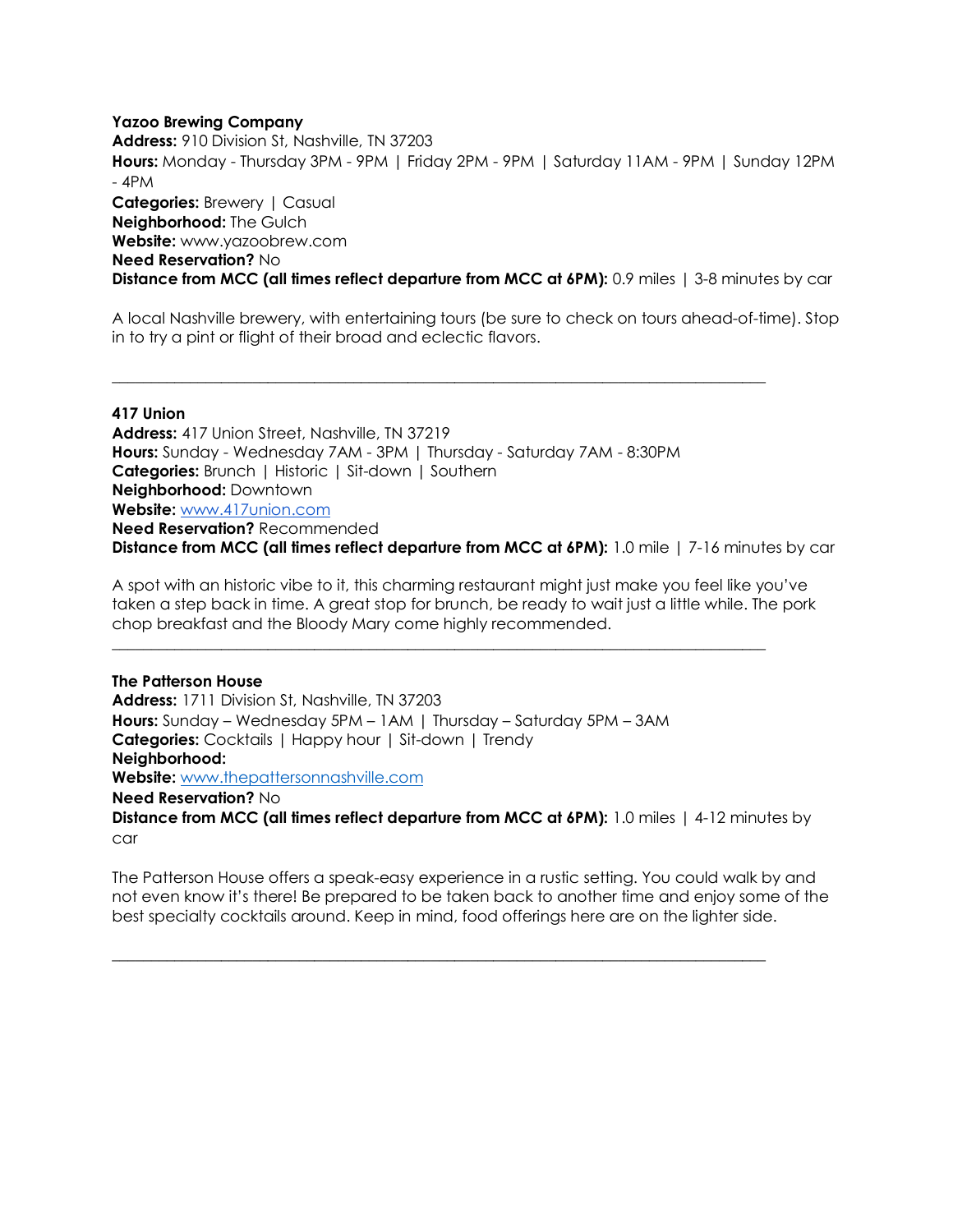**Yazoo Brewing Company**
**Address:** 910 Division St, Nashville, TN 37203
**Hours:** Monday - Thursday 3PM - 9PM | Friday 2PM - 9PM | Saturday 11AM - 9PM | Sunday 12PM - 4PM
**Categories:** Brewery | Casual
**Neighborhood:** The Gulch
**Website:** www.yazoobrew.com
**Need Reservation?** No
**Distance from MCC (all times reflect departure from MCC at 6PM):** 0.9 miles | 3-8 minutes by car

A local Nashville brewery, with entertaining tours (be sure to check on tours ahead-of-time). Stop in to try a pint or flight of their broad and eclectic flavors.

---

**417 Union**
**Address:** 417 Union Street, Nashville, TN 37219
**Hours:** Sunday - Wednesday 7AM - 3PM | Thursday - Saturday 7AM - 8:30PM
**Categories:** Brunch | Historic | Sit-down | Southern
**Neighborhood:** Downtown
**Website:** www.417union.com
**Need Reservation?** Recommended
**Distance from MCC (all times reflect departure from MCC at 6PM):** 1.0 mile | 7-16 minutes by car

A spot with an historic vibe to it, this charming restaurant might just make you feel like you've taken a step back in time. A great stop for brunch, be ready to wait just a little while. The pork chop breakfast and the Bloody Mary come highly recommended.

---

**The Patterson House**
**Address:** 1711 Division St, Nashville, TN 37203
**Hours:** Sunday – Wednesday 5PM – 1AM | Thursday – Saturday 5PM – 3AM
**Categories:** Cocktails | Happy hour | Sit-down | Trendy
**Neighborhood:**
**Website:** www.thepattersonnashville.com
**Need Reservation?** No
**Distance from MCC (all times reflect departure from MCC at 6PM):** 1.0 miles | 4-12 minutes by car

The Patterson House offers a speak-easy experience in a rustic setting. You could walk by and not even know it's there! Be prepared to be taken back to another time and enjoy some of the best specialty cocktails around. Keep in mind, food offerings here are on the lighter side.

---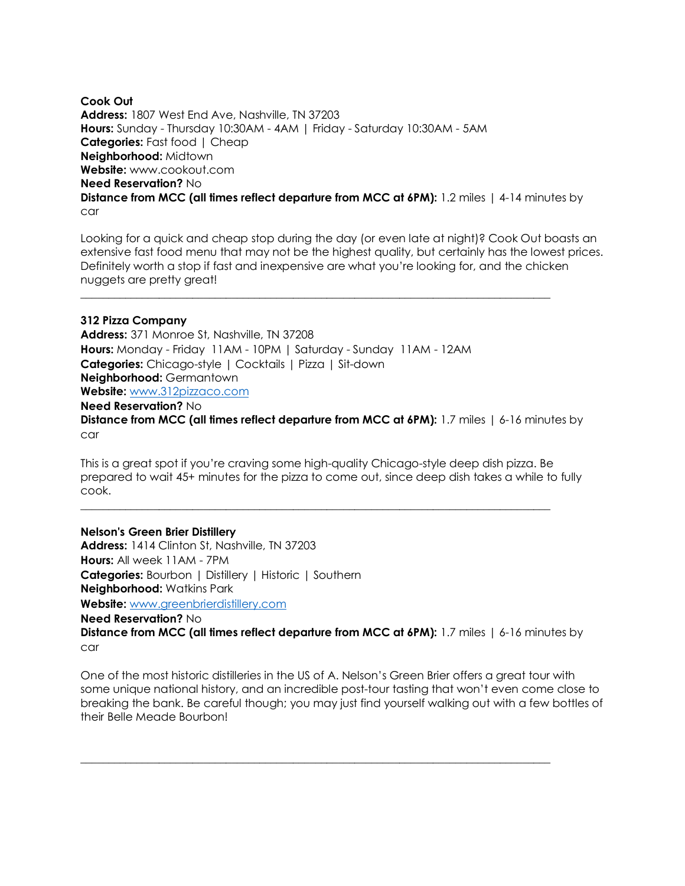**Cook Out**
**Address:** 1807 West End Ave, Nashville, TN 37203
**Hours:** Sunday - Thursday 10:30AM - 4AM | Friday - Saturday 10:30AM - 5AM
**Categories:** Fast food | Cheap
**Neighborhood:** Midtown
**Website:** www.cookout.com
**Need Reservation?** No
**Distance from MCC (all times reflect departure from MCC at 6PM):** 1.2 miles | 4-14 minutes by car

Looking for a quick and cheap stop during the day (or even late at night)? Cook Out boasts an extensive fast food menu that may not be the highest quality, but certainly has the lowest prices. Definitely worth a stop if fast and inexpensive are what you're looking for, and the chicken nuggets are pretty great!

---

**312 Pizza Company**
**Address:** 371 Monroe St, Nashville, TN 37208
**Hours:** Monday - Friday 11AM - 10PM | Saturday - Sunday 11AM - 12AM
**Categories:** Chicago-style | Cocktails | Pizza | Sit-down
**Neighborhood:** Germantown
**Website:** www.312pizzaco.com
**Need Reservation?** No
**Distance from MCC (all times reflect departure from MCC at 6PM):** 1.7 miles | 6-16 minutes by car

This is a great spot if you're craving some high-quality Chicago-style deep dish pizza. Be prepared to wait 45+ minutes for the pizza to come out, since deep dish takes a while to fully cook.

---

**Nelson's Green Brier Distillery**
**Address:** 1414 Clinton St, Nashville, TN 37203
**Hours:** All week 11AM - 7PM
**Categories:** Bourbon | Distillery | Historic | Southern
**Neighborhood:** Watkins Park
**Website:** www.greenbrierdistillery.com
**Need Reservation?** No
**Distance from MCC (all times reflect departure from MCC at 6PM):** 1.7 miles | 6-16 minutes by car

One of the most historic distilleries in the US of A. Nelson's Green Brier offers a great tour with some unique national history, and an incredible post-tour tasting that won't even come close to breaking the bank. Be careful though; you may just find yourself walking out with a few bottles of their Belle Meade Bourbon!

---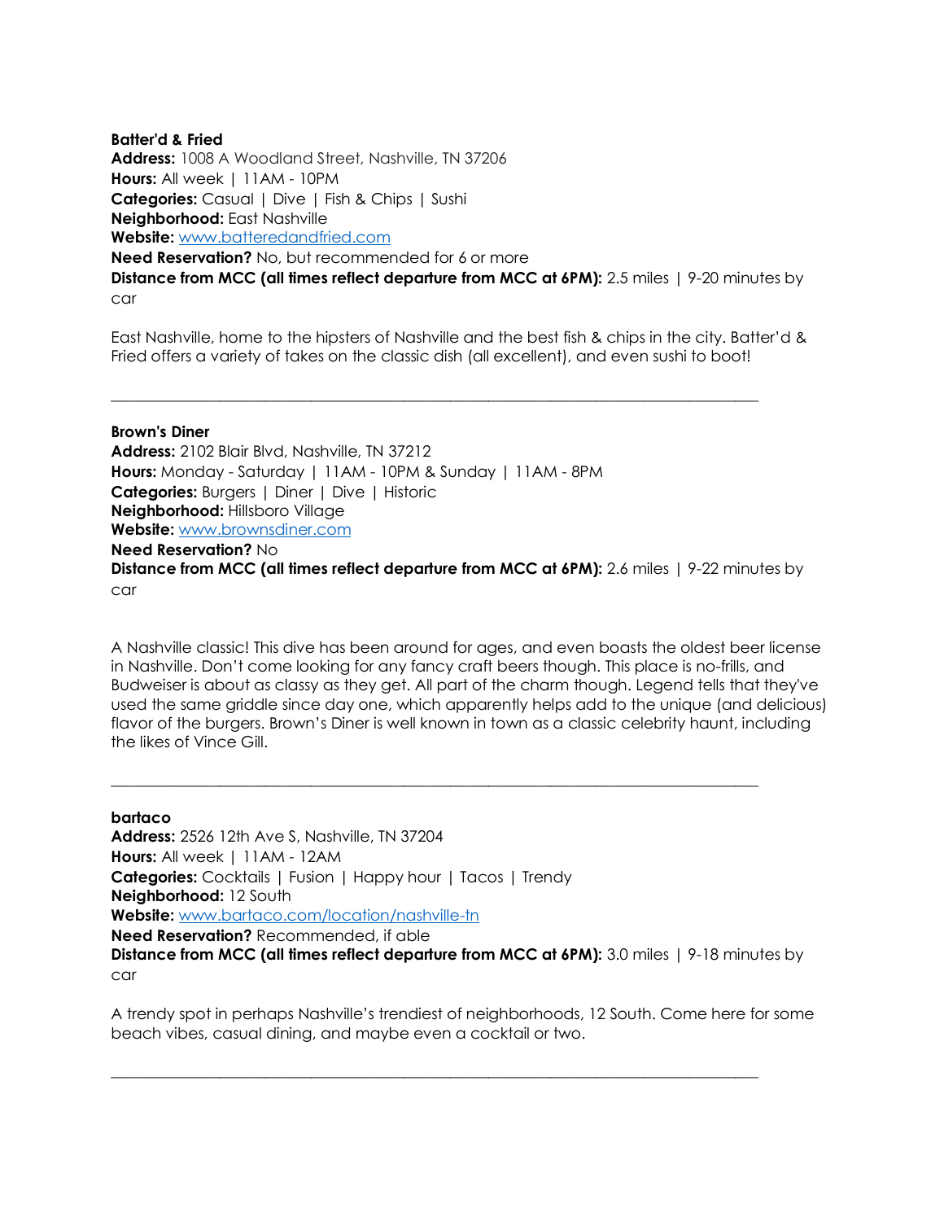**Batter'd & Fried**
**Address:** 1008 A Woodland Street, Nashville, TN 37206
**Hours:** All week | 11AM - 10PM
**Categories:** Casual | Dive | Fish & Chips | Sushi
**Neighborhood:** East Nashville
**Website:** [www.batteredandfried.com](http://www.batteredandfried.com)
**Need Reservation?** No, but recommended for 6 or more
**Distance from MCC (all times reflect departure from MCC at 6PM):** 2.5 miles | 9-20 minutes by car

East Nashville, home to the hipsters of Nashville and the best fish & chips in the city. Batter'd & Fried offers a variety of takes on the classic dish (all excellent), and even sushi to boot!

---

**Brown's Diner**
**Address:** 2102 Blair Blvd, Nashville, TN 37212
**Hours:** Monday - Saturday | 11AM - 10PM & Sunday | 11AM - 8PM
**Categories:** Burgers | Diner | Dive | Historic
**Neighborhood:** Hillsboro Village
**Website:** [www.brownsdiner.com](http://www.brownsdiner.com)
**Need Reservation?** No
**Distance from MCC (all times reflect departure from MCC at 6PM):** 2.6 miles | 9-22 minutes by car

A Nashville classic! This dive has been around for ages, and even boasts the oldest beer license in Nashville. Don't come looking for any fancy craft beers though. This place is no-frills, and Budweiser is about as classy as they get. All part of the charm though. Legend tells that they've used the same griddle since day one, which apparently helps add to the unique (and delicious) flavor of the burgers. Brown's Diner is well known in town as a classic celebrity haunt, including the likes of Vince Gill.

---

**bartaco**
**Address:** 2526 12th Ave S, Nashville, TN 37204
**Hours:** All week | 11AM - 12AM
**Categories:** Cocktails | Fusion | Happy hour | Tacos | Trendy
**Neighborhood:** 12 South
**Website:** [www.bartaco.com/location/nashville-tn](http://www.bartaco.com/location/nashville-tn)
**Need Reservation?** Recommended, if able
**Distance from MCC (all times reflect departure from MCC at 6PM):** 3.0 miles | 9-18 minutes by car

A trendy spot in perhaps Nashville's trendiest of neighborhoods, 12 South. Come here for some beach vibes, casual dining, and maybe even a cocktail or two.

---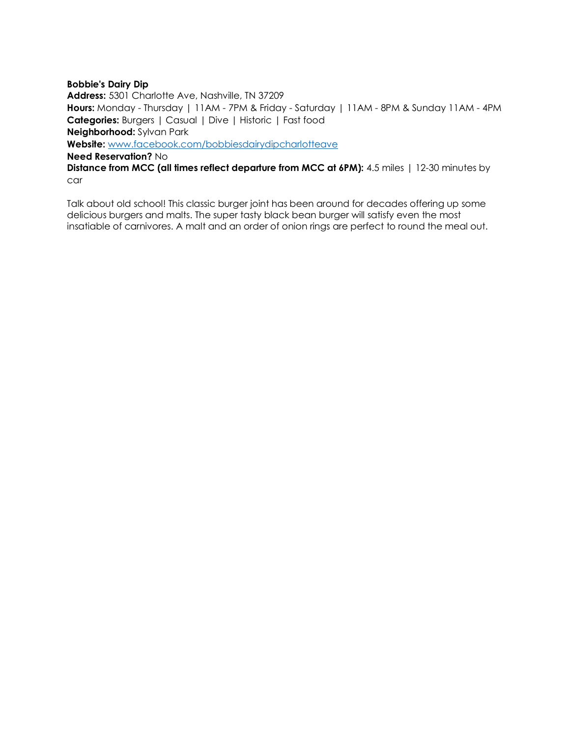**Bobbie's Dairy Dip**
**Address:** 5301 Charlotte Ave, Nashville, TN 37209
**Hours:** Monday - Thursday | 11AM - 7PM & Friday - Saturday | 11AM - 8PM & Sunday 11AM - 4PM
**Categories:** Burgers | Casual | Dive | Historic | Fast food
**Neighborhood:** Sylvan Park
**Website:** [www.facebook.com/bobbiesdairydipcharlotteave](www.facebook.com/bobbiesdairydipcharlotteave)
**Need Reservation?** No
**Distance from MCC (all times reflect departure from MCC at 6PM):** 4.5 miles | 12-30 minutes by car

Talk about old school! This classic burger joint has been around for decades offering up some delicious burgers and malts. The super tasty black bean burger will satisfy even the most insatiable of carnivores. A malt and an order of onion rings are perfect to round the meal out.